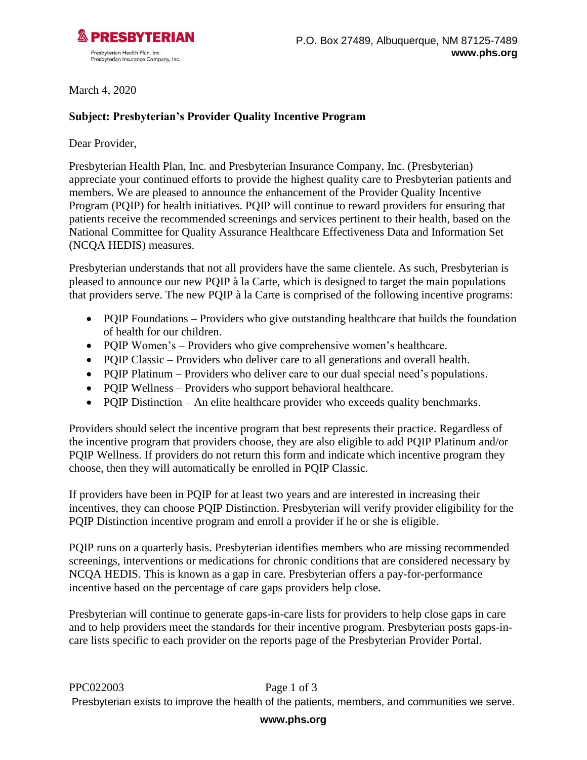**PRESBYTERIAN**

Presbyterian Health Plan, Inc.
Presbyterian Insurance Company, Inc.

P.O. Box 27489, Albuquerque, NM 87125-7489
**www.phs.org**

March 4, 2020

**Subject: Presbyterian's Provider Quality Incentive Program**

Dear Provider,

Presbyterian Health Plan, Inc. and Presbyterian Insurance Company, Inc. (Presbyterian) appreciate your continued efforts to provide the highest quality care to Presbyterian patients and members. We are pleased to announce the enhancement of the Provider Quality Incentive Program (PQIP) for health initiatives. PQIP will continue to reward providers for ensuring that patients receive the recommended screenings and services pertinent to their health, based on the National Committee for Quality Assurance Healthcare Effectiveness Data and Information Set (NCQA HEDIS) measures.

Presbyterian understands that not all providers have the same clientele. As such, Presbyterian is pleased to announce our new PQIP à la Carte, which is designed to target the main populations that providers serve. The new PQIP à la Carte is comprised of the following incentive programs:

- PQIP Foundations – Providers who give outstanding healthcare that builds the foundation of health for our children.
- PQIP Women's – Providers who give comprehensive women's healthcare.
- PQIP Classic – Providers who deliver care to all generations and overall health.
- PQIP Platinum – Providers who deliver care to our dual special need's populations.
- PQIP Wellness – Providers who support behavioral healthcare.
- PQIP Distinction – An elite healthcare provider who exceeds quality benchmarks.

Providers should select the incentive program that best represents their practice. Regardless of the incentive program that providers choose, they are also eligible to add PQIP Platinum and/or PQIP Wellness. If providers do not return this form and indicate which incentive program they choose, then they will automatically be enrolled in PQIP Classic.

If providers have been in PQIP for at least two years and are interested in increasing their incentives, they can choose PQIP Distinction. Presbyterian will verify provider eligibility for the PQIP Distinction incentive program and enroll a provider if he or she is eligible.

PQIP runs on a quarterly basis. Presbyterian identifies members who are missing recommended screenings, interventions or medications for chronic conditions that are considered necessary by NCQA HEDIS. This is known as a gap in care. Presbyterian offers a pay-for-performance incentive based on the percentage of care gaps providers help close.

Presbyterian will continue to generate gaps-in-care lists for providers to help close gaps in care and to help providers meet the standards for their incentive program. Presbyterian posts gaps-in-care lists specific to each provider on the reports page of the Presbyterian Provider Portal.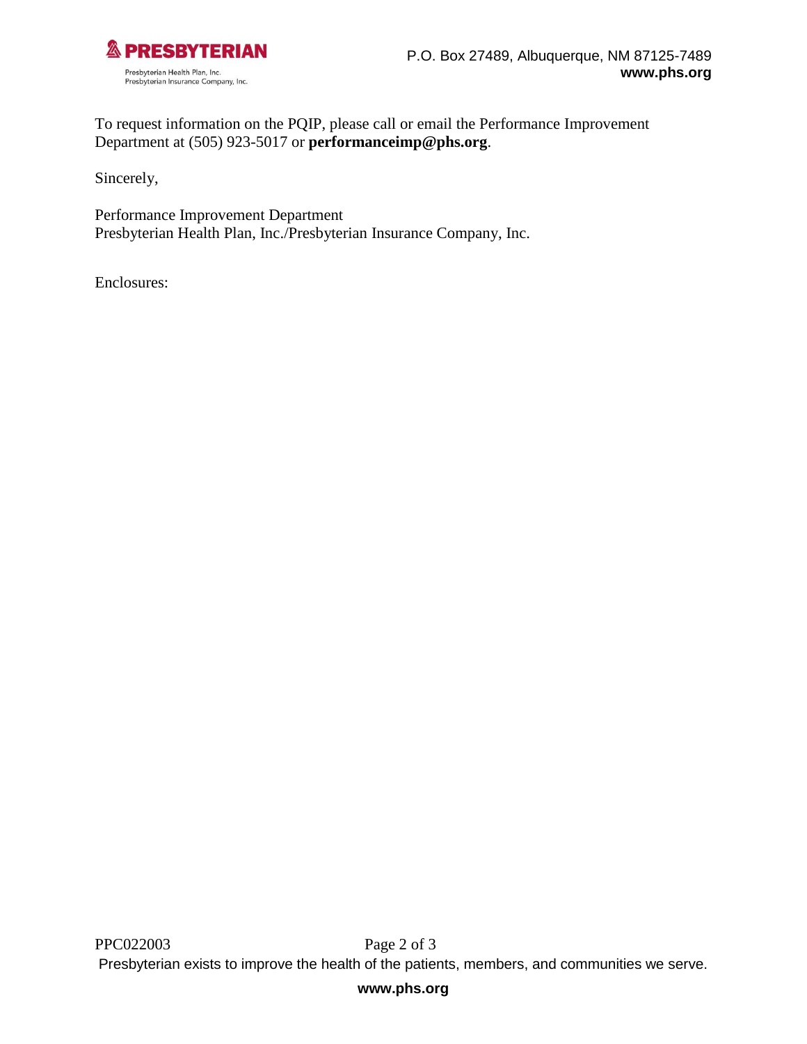To request information on the PQIP, please call or email the Performance Improvement Department at (505) 923-5017 or **performanceimp@phs.org**.

Sincerely,

Performance Improvement Department
Presbyterian Health Plan, Inc./Presbyterian Insurance Company, Inc.

Enclosures: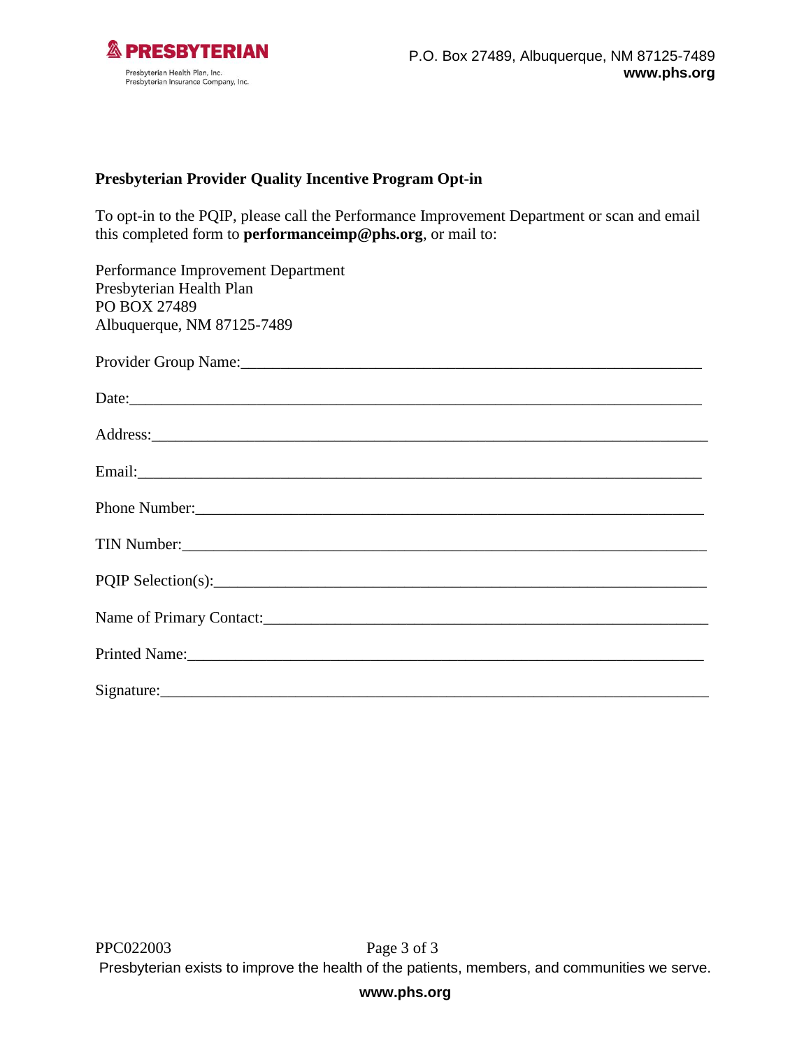**Presbyterian Provider Quality Incentive Program Opt-in**

To opt-in to the PQIP, please call the Performance Improvement Department or scan and email this completed form to **performanceimp@phs.org**, or mail to:

Performance Improvement Department
Presbyterian Health Plan
PO BOX 27489
Albuquerque, NM 87125-7489

Provider Group Name:_______________________________________________________________

Date:_______________________________________________________________

Address:_______________________________________________________________

Email:_______________________________________________________________

Phone Number:_______________________________________________________________

TIN Number:_______________________________________________________________

PQIP Selection(s):_______________________________________________________________

Name of Primary Contact:_______________________________________________________________

Printed Name:_______________________________________________________________

Signature:_______________________________________________________________